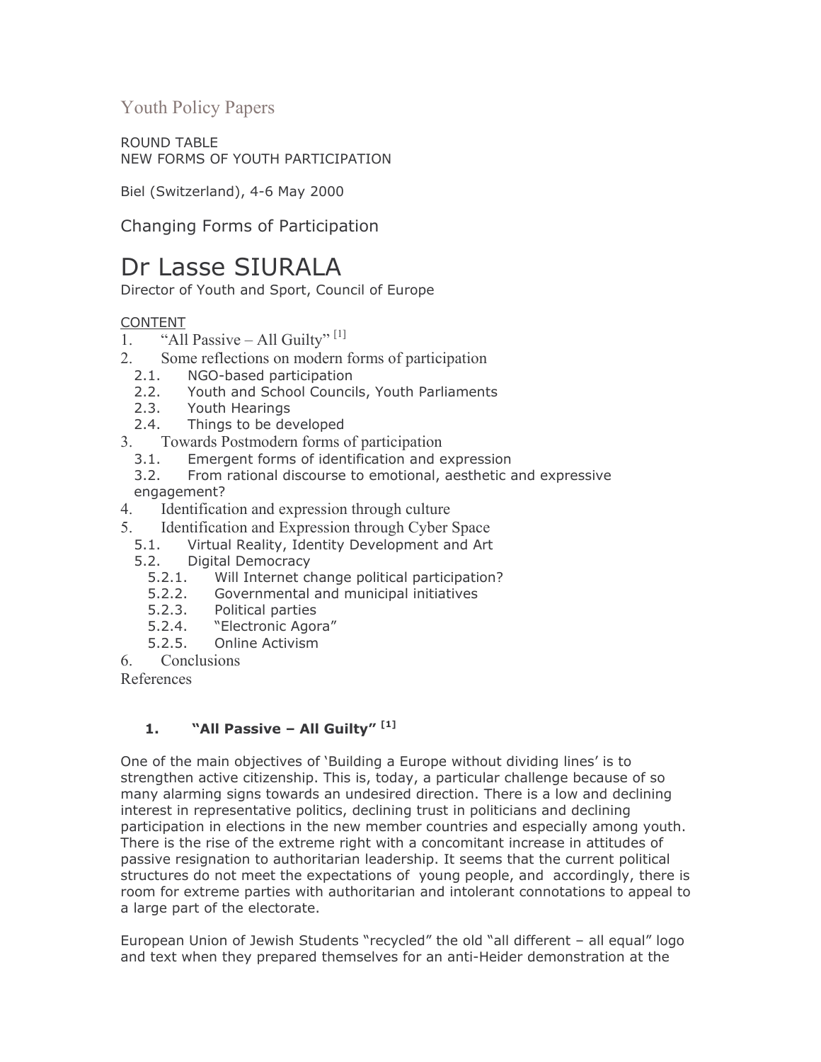Youth Policy Papers

ROUND TABLE
NEW FORMS OF YOUTH PARTICIPATION

Biel (Switzerland), 4-6 May 2000

## Changing Forms of Participation

# Dr Lasse SIURALA

Director of Youth and Sport, Council of Europe

CONTENT

1. "All Passive – All Guilty" [1]
2. Some reflections on modern forms of participation
   - 2.1. NGO-based participation
   - 2.2. Youth and School Councils, Youth Parliaments
   - 2.3. Youth Hearings
   - 2.4. Things to be developed
3. Towards Postmodern forms of participation
   - 3.1. Emergent forms of identification and expression
   - 3.2. From rational discourse to emotional, aesthetic and expressive engagement?
4. Identification and expression through culture
5. Identification and Expression through Cyber Space
   - 5.1. Virtual Reality, Identity Development and Art
   - 5.2. Digital Democracy
     - 5.2.1. Will Internet change political participation?
     - 5.2.2. Governmental and municipal initiatives
     - 5.2.3. Political parties
     - 5.2.4. "Electronic Agora"
     - 5.2.5. Online Activism
6. Conclusions

References

### 1. "All Passive – All Guilty" [1]

One of the main objectives of 'Building a Europe without dividing lines' is to strengthen active citizenship. This is, today, a particular challenge because of so many alarming signs towards an undesired direction. There is a low and declining interest in representative politics, declining trust in politicians and declining participation in elections in the new member countries and especially among youth. There is the rise of the extreme right with a concomitant increase in attitudes of passive resignation to authoritarian leadership. It seems that the current political structures do not meet the expectations of young people, and accordingly, there is room for extreme parties with authoritarian and intolerant connotations to appeal to a large part of the electorate.

European Union of Jewish Students "recycled" the old "all different – all equal" logo and text when they prepared themselves for an anti-Heider demonstration at the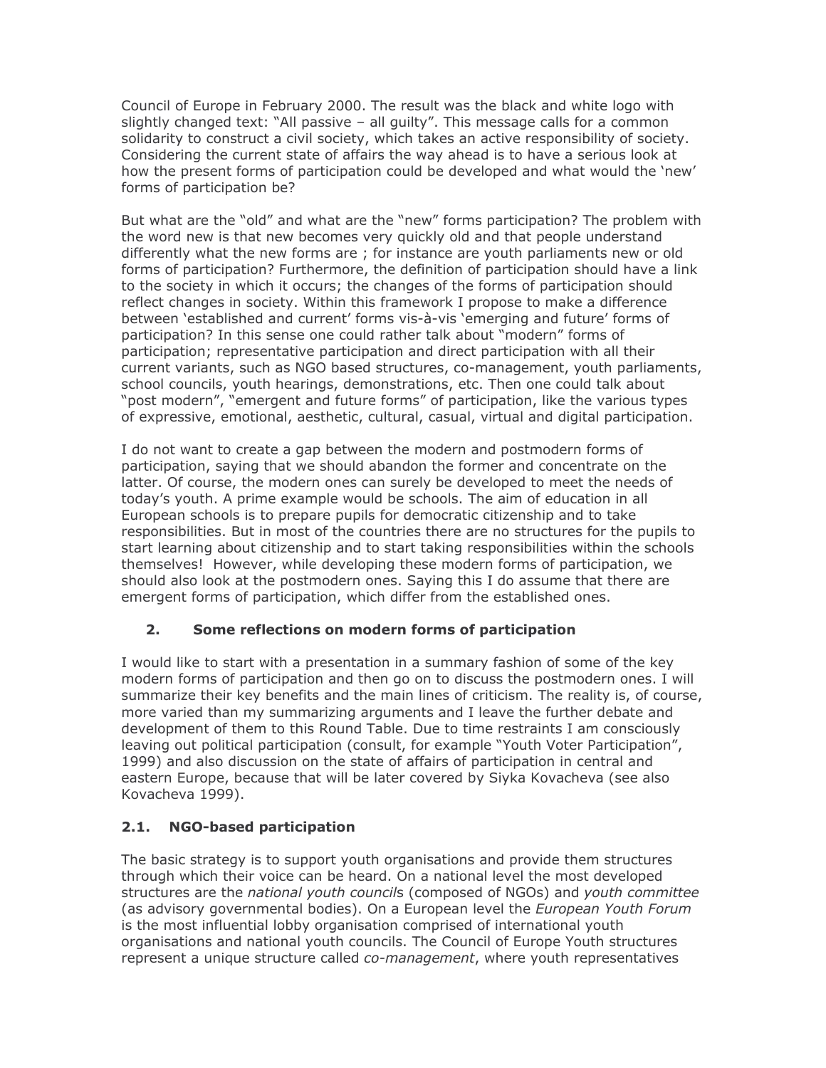Council of Europe in February 2000. The result was the black and white logo with slightly changed text: "All passive – all guilty". This message calls for a common solidarity to construct a civil society, which takes an active responsibility of society. Considering the current state of affairs the way ahead is to have a serious look at how the present forms of participation could be developed and what would the 'new' forms of participation be?

But what are the "old" and what are the "new" forms participation? The problem with the word new is that new becomes very quickly old and that people understand differently what the new forms are ; for instance are youth parliaments new or old forms of participation? Furthermore, the definition of participation should have a link to the society in which it occurs; the changes of the forms of participation should reflect changes in society. Within this framework I propose to make a difference between 'established and current' forms vis-à-vis 'emerging and future' forms of participation? In this sense one could rather talk about "modern" forms of participation; representative participation and direct participation with all their current variants, such as NGO based structures, co-management, youth parliaments, school councils, youth hearings, demonstrations, etc. Then one could talk about "post modern", "emergent and future forms" of participation, like the various types of expressive, emotional, aesthetic, cultural, casual, virtual and digital participation.

I do not want to create a gap between the modern and postmodern forms of participation, saying that we should abandon the former and concentrate on the latter. Of course, the modern ones can surely be developed to meet the needs of today's youth. A prime example would be schools. The aim of education in all European schools is to prepare pupils for democratic citizenship and to take responsibilities. But in most of the countries there are no structures for the pupils to start learning about citizenship and to start taking responsibilities within the schools themselves! However, while developing these modern forms of participation, we should also look at the postmodern ones. Saying this I do assume that there are emergent forms of participation, which differ from the established ones.

## 2. Some reflections on modern forms of participation

I would like to start with a presentation in a summary fashion of some of the key modern forms of participation and then go on to discuss the postmodern ones. I will summarize their key benefits and the main lines of criticism. The reality is, of course, more varied than my summarizing arguments and I leave the further debate and development of them to this Round Table. Due to time restraints I am consciously leaving out political participation (consult, for example "Youth Voter Participation", 1999) and also discussion on the state of affairs of participation in central and eastern Europe, because that will be later covered by Siyka Kovacheva (see also Kovacheva 1999).

### 2.1. NGO-based participation

The basic strategy is to support youth organisations and provide them structures through which their voice can be heard. On a national level the most developed structures are the *national youth councils* (composed of NGOs) and *youth committee* (as advisory governmental bodies). On a European level the *European Youth Forum* is the most influential lobby organisation comprised of international youth organisations and national youth councils. The Council of Europe Youth structures represent a unique structure called *co-management*, where youth representatives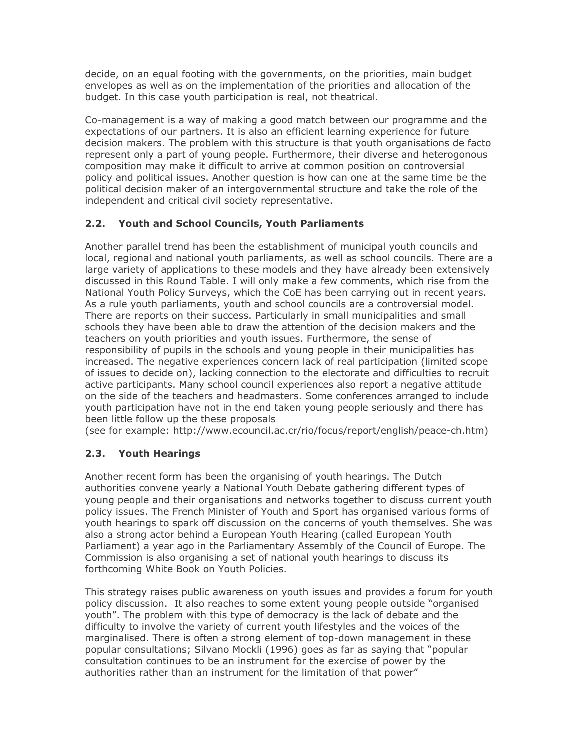decide, on an equal footing with the governments, on the priorities, main budget envelopes as well as on the implementation of the priorities and allocation of the budget. In this case youth participation is real, not theatrical.

Co-management is a way of making a good match between our programme and the expectations of our partners. It is also an efficient learning experience for future decision makers. The problem with this structure is that youth organisations de facto represent only a part of young people. Furthermore, their diverse and heterogonous composition may make it difficult to arrive at common position on controversial policy and political issues. Another question is how can one at the same time be the political decision maker of an intergovernmental structure and take the role of the independent and critical civil society representative.

### 2.2. Youth and School Councils, Youth Parliaments

Another parallel trend has been the establishment of municipal youth councils and local, regional and national youth parliaments, as well as school councils. There are a large variety of applications to these models and they have already been extensively discussed in this Round Table. I will only make a few comments, which rise from the National Youth Policy Surveys, which the CoE has been carrying out in recent years. As a rule youth parliaments, youth and school councils are a controversial model. There are reports on their success. Particularly in small municipalities and small schools they have been able to draw the attention of the decision makers and the teachers on youth priorities and youth issues. Furthermore, the sense of responsibility of pupils in the schools and young people in their municipalities has increased. The negative experiences concern lack of real participation (limited scope of issues to decide on), lacking connection to the electorate and difficulties to recruit active participants. Many school council experiences also report a negative attitude on the side of the teachers and headmasters. Some conferences arranged to include youth participation have not in the end taken young people seriously and there has been little follow up the these proposals
(see for example: http://www.ecouncil.ac.cr/rio/focus/report/english/peace-ch.htm)

### 2.3. Youth Hearings

Another recent form has been the organising of youth hearings. The Dutch authorities convene yearly a National Youth Debate gathering different types of young people and their organisations and networks together to discuss current youth policy issues. The French Minister of Youth and Sport has organised various forms of youth hearings to spark off discussion on the concerns of youth themselves. She was also a strong actor behind a European Youth Hearing (called European Youth Parliament) a year ago in the Parliamentary Assembly of the Council of Europe. The Commission is also organising a set of national youth hearings to discuss its forthcoming White Book on Youth Policies.

This strategy raises public awareness on youth issues and provides a forum for youth policy discussion. It also reaches to some extent young people outside "organised youth". The problem with this type of democracy is the lack of debate and the difficulty to involve the variety of current youth lifestyles and the voices of the marginalised. There is often a strong element of top-down management in these popular consultations; Silvano Mockli (1996) goes as far as saying that "popular consultation continues to be an instrument for the exercise of power by the authorities rather than an instrument for the limitation of that power"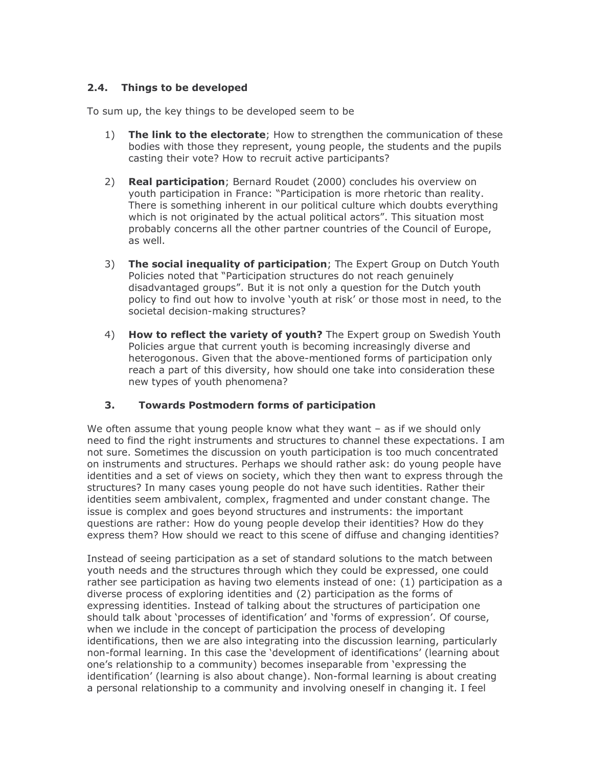### 2.4. Things to be developed

To sum up, the key things to be developed seem to be

1) **The link to the electorate**; How to strengthen the communication of these bodies with those they represent, young people, the students and the pupils casting their vote? How to recruit active participants?

2) **Real participation**; Bernard Roudet (2000) concludes his overview on youth participation in France: "Participation is more rhetoric than reality. There is something inherent in our political culture which doubts everything which is not originated by the actual political actors". This situation most probably concerns all the other partner countries of the Council of Europe, as well.

3) **The social inequality of participation**; The Expert Group on Dutch Youth Policies noted that "Participation structures do not reach genuinely disadvantaged groups". But it is not only a question for the Dutch youth policy to find out how to involve 'youth at risk' or those most in need, to the societal decision-making structures?

4) **How to reflect the variety of youth?** The Expert group on Swedish Youth Policies argue that current youth is becoming increasingly diverse and heterogonous. Given that the above-mentioned forms of participation only reach a part of this diversity, how should one take into consideration these new types of youth phenomena?

## 3. Towards Postmodern forms of participation

We often assume that young people know what they want – as if we should only need to find the right instruments and structures to channel these expectations. I am not sure. Sometimes the discussion on youth participation is too much concentrated on instruments and structures. Perhaps we should rather ask: do young people have identities and a set of views on society, which they then want to express through the structures? In many cases young people do not have such identities. Rather their identities seem ambivalent, complex, fragmented and under constant change. The issue is complex and goes beyond structures and instruments: the important questions are rather: How do young people develop their identities? How do they express them? How should we react to this scene of diffuse and changing identities?

Instead of seeing participation as a set of standard solutions to the match between youth needs and the structures through which they could be expressed, one could rather see participation as having two elements instead of one: (1) participation as a diverse process of exploring identities and (2) participation as the forms of expressing identities. Instead of talking about the structures of participation one should talk about 'processes of identification' and 'forms of expression'. Of course, when we include in the concept of participation the process of developing identifications, then we are also integrating into the discussion learning, particularly non-formal learning. In this case the 'development of identifications' (learning about one's relationship to a community) becomes inseparable from 'expressing the identification' (learning is also about change). Non-formal learning is about creating a personal relationship to a community and involving oneself in changing it. I feel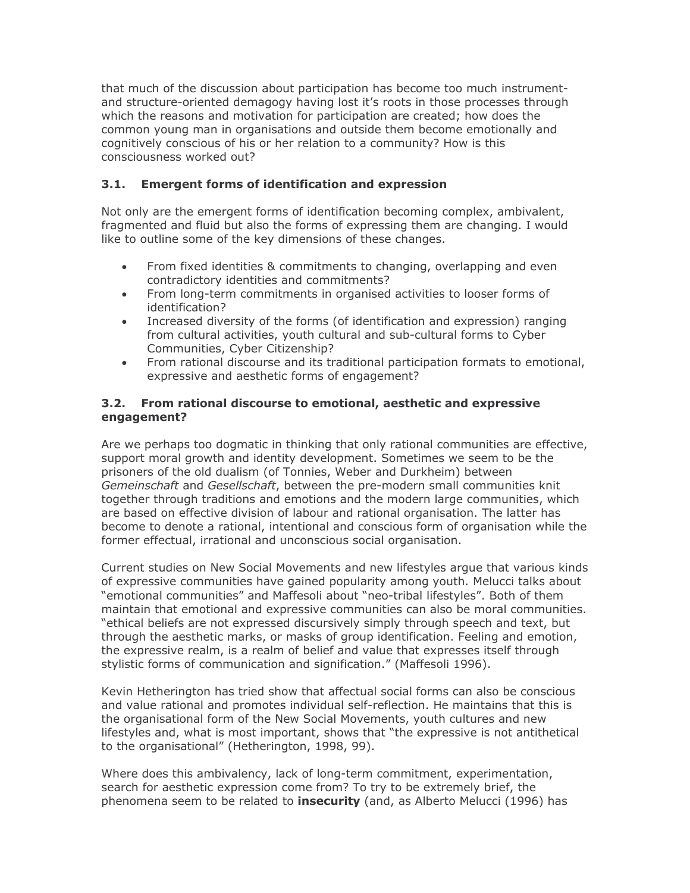that much of the discussion about participation has become too much instrument- and structure-oriented demagogy having lost it's roots in those processes through which the reasons and motivation for participation are created; how does the common young man in organisations and outside them become emotionally and cognitively conscious of his or her relation to a community? How is this consciousness worked out?

### 3.1. Emergent forms of identification and expression

Not only are the emergent forms of identification becoming complex, ambivalent, fragmented and fluid but also the forms of expressing them are changing. I would like to outline some of the key dimensions of these changes.

- From fixed identities & commitments to changing, overlapping and even contradictory identities and commitments?
- From long-term commitments in organised activities to looser forms of identification?
- Increased diversity of the forms (of identification and expression) ranging from cultural activities, youth cultural and sub-cultural forms to Cyber Communities, Cyber Citizenship?
- From rational discourse and its traditional participation formats to emotional, expressive and aesthetic forms of engagement?

### 3.2. From rational discourse to emotional, aesthetic and expressive engagement?

Are we perhaps too dogmatic in thinking that only rational communities are effective, support moral growth and identity development. Sometimes we seem to be the prisoners of the old dualism (of Tonnies, Weber and Durkheim) between *Gemeinschaft* and *Gesellschaft*, between the pre-modern small communities knit together through traditions and emotions and the modern large communities, which are based on effective division of labour and rational organisation. The latter has become to denote a rational, intentional and conscious form of organisation while the former effectual, irrational and unconscious social organisation.

Current studies on New Social Movements and new lifestyles argue that various kinds of expressive communities have gained popularity among youth. Melucci talks about "emotional communities" and Maffesoli about "neo-tribal lifestyles". Both of them maintain that emotional and expressive communities can also be moral communities. "ethical beliefs are not expressed discursively simply through speech and text, but through the aesthetic marks, or masks of group identification. Feeling and emotion, the expressive realm, is a realm of belief and value that expresses itself through stylistic forms of communication and signification." (Maffesoli 1996).

Kevin Hetherington has tried show that affectual social forms can also be conscious and value rational and promotes individual self-reflection. He maintains that this is the organisational form of the New Social Movements, youth cultures and new lifestyles and, what is most important, shows that "the expressive is not antithetical to the organisational" (Hetherington, 1998, 99).

Where does this ambivalency, lack of long-term commitment, experimentation, search for aesthetic expression come from? To try to be extremely brief, the phenomena seem to be related to **insecurity** (and, as Alberto Melucci (1996) has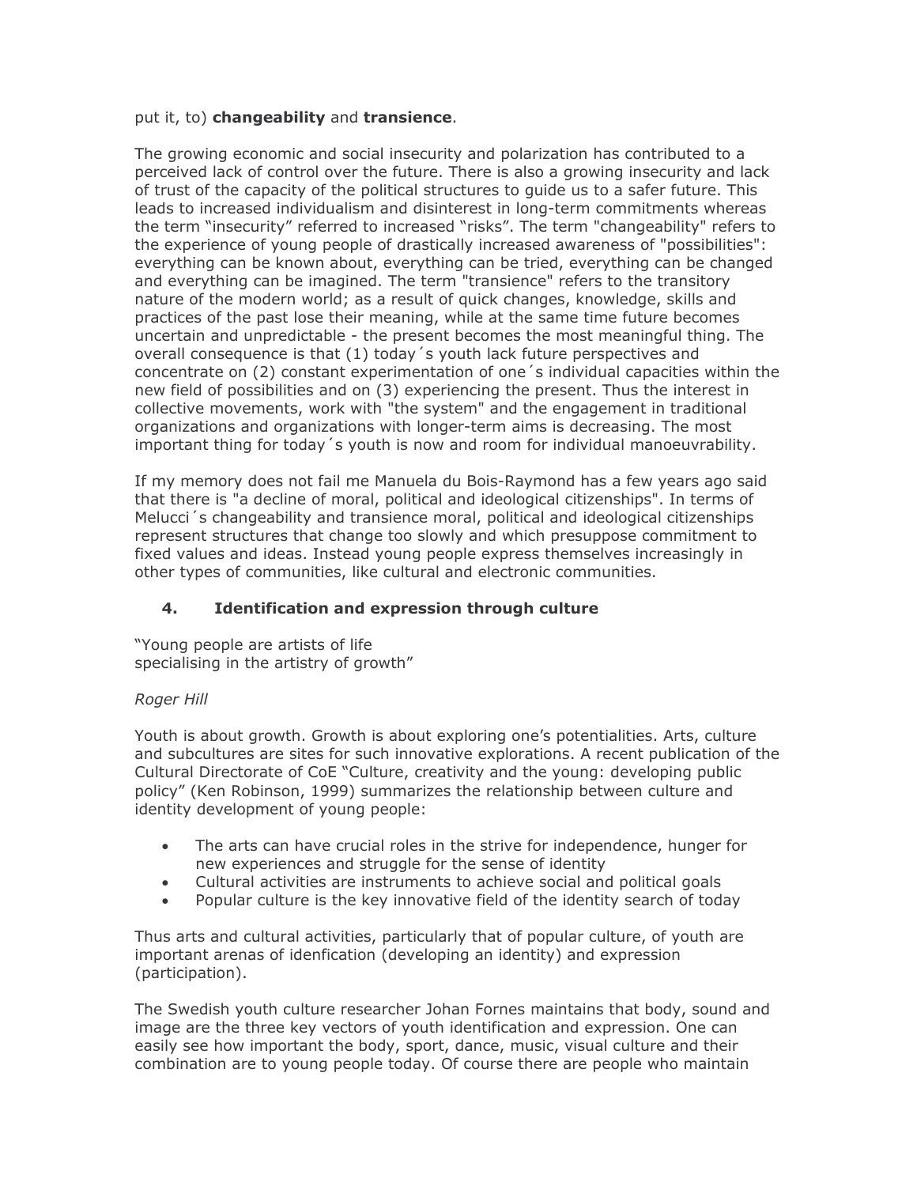put it, to) **changeability** and **transience**.

The growing economic and social insecurity and polarization has contributed to a perceived lack of control over the future. There is also a growing insecurity and lack of trust of the capacity of the political structures to guide us to a safer future. This leads to increased individualism and disinterest in long-term commitments whereas the term "insecurity" referred to increased "risks". The term "changeability" refers to the experience of young people of drastically increased awareness of "possibilities": everything can be known about, everything can be tried, everything can be changed and everything can be imagined. The term "transience" refers to the transitory nature of the modern world; as a result of quick changes, knowledge, skills and practices of the past lose their meaning, while at the same time future becomes uncertain and unpredictable - the present becomes the most meaningful thing. The overall consequence is that (1) today´s youth lack future perspectives and concentrate on (2) constant experimentation of one´s individual capacities within the new field of possibilities and on (3) experiencing the present. Thus the interest in collective movements, work with "the system" and the engagement in traditional organizations and organizations with longer-term aims is decreasing. The most important thing for today´s youth is now and room for individual manoeuvrability.

If my memory does not fail me Manuela du Bois-Raymond has a few years ago said that there is "a decline of moral, political and ideological citizenships". In terms of Melucci´s changeability and transience moral, political and ideological citizenships represent structures that change too slowly and which presuppose commitment to fixed values and ideas. Instead young people express themselves increasingly in other types of communities, like cultural and electronic communities.

## 4. Identification and expression through culture

"Young people are artists of life
specialising in the artistry of growth"

*Roger Hill*

Youth is about growth. Growth is about exploring one's potentialities. Arts, culture and subcultures are sites for such innovative explorations. A recent publication of the Cultural Directorate of CoE "Culture, creativity and the young: developing public policy" (Ken Robinson, 1999) summarizes the relationship between culture and identity development of young people:

- The arts can have crucial roles in the strive for independence, hunger for new experiences and struggle for the sense of identity
- Cultural activities are instruments to achieve social and political goals
- Popular culture is the key innovative field of the identity search of today

Thus arts and cultural activities, particularly that of popular culture, of youth are important arenas of idenfication (developing an identity) and expression (participation).

The Swedish youth culture researcher Johan Fornes maintains that body, sound and image are the three key vectors of youth identification and expression. One can easily see how important the body, sport, dance, music, visual culture and their combination are to young people today. Of course there are people who maintain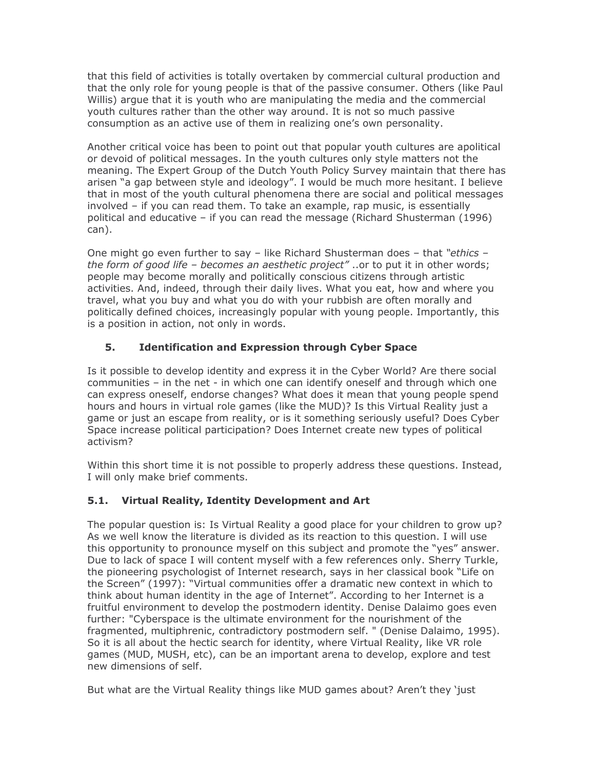that this field of activities is totally overtaken by commercial cultural production and that the only role for young people is that of the passive consumer. Others (like Paul Willis) argue that it is youth who are manipulating the media and the commercial youth cultures rather than the other way around. It is not so much passive consumption as an active use of them in realizing one's own personality.

Another critical voice has been to point out that popular youth cultures are apolitical or devoid of political messages. In the youth cultures only style matters not the meaning. The Expert Group of the Dutch Youth Policy Survey maintain that there has arisen "a gap between style and ideology". I would be much more hesitant. I believe that in most of the youth cultural phenomena there are social and political messages involved – if you can read them. To take an example, rap music, is essentially political and educative – if you can read the message (Richard Shusterman (1996) can).

One might go even further to say – like Richard Shusterman does – that *"ethics – the form of good life – becomes an aesthetic project"* ..or to put it in other words; people may become morally and politically conscious citizens through artistic activities. And, indeed, through their daily lives. What you eat, how and where you travel, what you buy and what you do with your rubbish are often morally and politically defined choices, increasingly popular with young people. Importantly, this is a position in action, not only in words.

## 5. Identification and Expression through Cyber Space

Is it possible to develop identity and express it in the Cyber World? Are there social communities – in the net - in which one can identify oneself and through which one can express oneself, endorse changes? What does it mean that young people spend hours and hours in virtual role games (like the MUD)? Is this Virtual Reality just a game or just an escape from reality, or is it something seriously useful? Does Cyber Space increase political participation? Does Internet create new types of political activism?

Within this short time it is not possible to properly address these questions. Instead, I will only make brief comments.

### 5.1. Virtual Reality, Identity Development and Art

The popular question is: Is Virtual Reality a good place for your children to grow up? As we well know the literature is divided as its reaction to this question. I will use this opportunity to pronounce myself on this subject and promote the "yes" answer. Due to lack of space I will content myself with a few references only. Sherry Turkle, the pioneering psychologist of Internet research, says in her classical book "Life on the Screen" (1997): "Virtual communities offer a dramatic new context in which to think about human identity in the age of Internet". According to her Internet is a fruitful environment to develop the postmodern identity. Denise Dalaimo goes even further: "Cyberspace is the ultimate environment for the nourishment of the fragmented, multiphrenic, contradictory postmodern self. " (Denise Dalaimo, 1995). So it is all about the hectic search for identity, where Virtual Reality, like VR role games (MUD, MUSH, etc), can be an important arena to develop, explore and test new dimensions of self.

But what are the Virtual Reality things like MUD games about? Aren't they 'just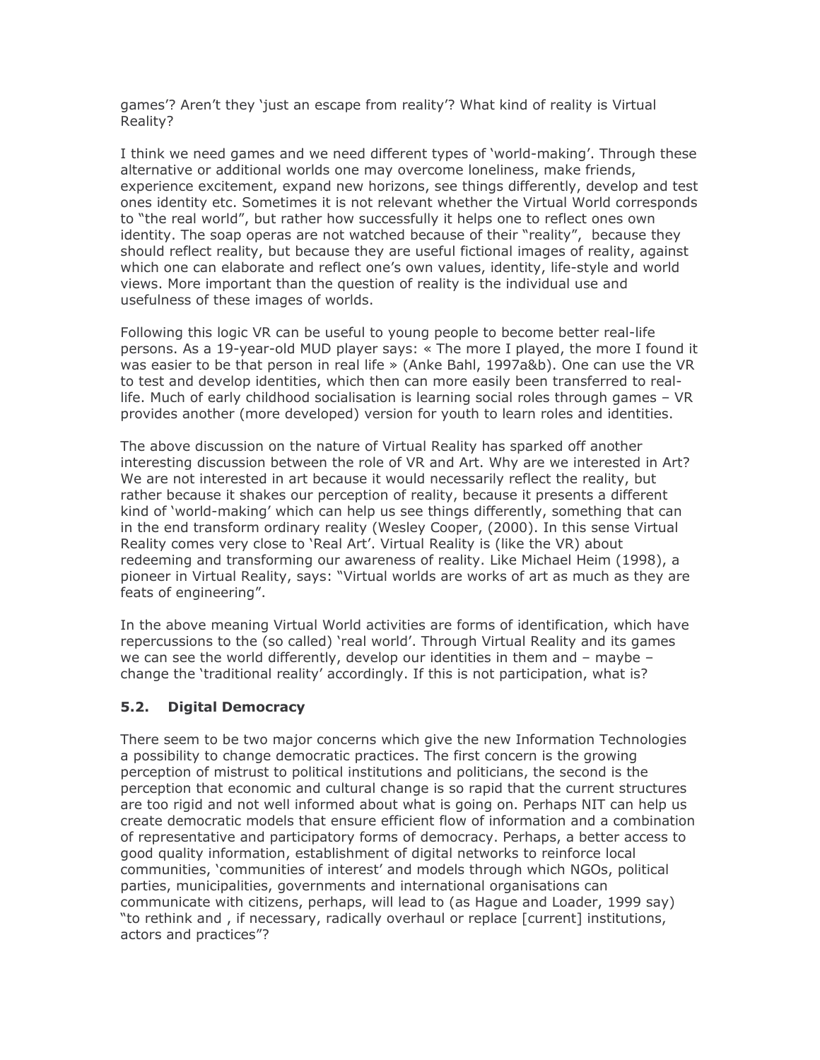games'? Aren't they 'just an escape from reality'? What kind of reality is Virtual Reality?

I think we need games and we need different types of 'world-making'. Through these alternative or additional worlds one may overcome loneliness, make friends, experience excitement, expand new horizons, see things differently, develop and test ones identity etc. Sometimes it is not relevant whether the Virtual World corresponds to "the real world", but rather how successfully it helps one to reflect ones own identity. The soap operas are not watched because of their "reality", because they should reflect reality, but because they are useful fictional images of reality, against which one can elaborate and reflect one's own values, identity, life-style and world views. More important than the question of reality is the individual use and usefulness of these images of worlds.

Following this logic VR can be useful to young people to become better real-life persons. As a 19-year-old MUD player says: « The more I played, the more I found it was easier to be that person in real life » (Anke Bahl, 1997a&b). One can use the VR to test and develop identities, which then can more easily been transferred to real-life. Much of early childhood socialisation is learning social roles through games – VR provides another (more developed) version for youth to learn roles and identities.

The above discussion on the nature of Virtual Reality has sparked off another interesting discussion between the role of VR and Art. Why are we interested in Art? We are not interested in art because it would necessarily reflect the reality, but rather because it shakes our perception of reality, because it presents a different kind of 'world-making' which can help us see things differently, something that can in the end transform ordinary reality (Wesley Cooper, (2000). In this sense Virtual Reality comes very close to 'Real Art'. Virtual Reality is (like the VR) about redeeming and transforming our awareness of reality. Like Michael Heim (1998), a pioneer in Virtual Reality, says: "Virtual worlds are works of art as much as they are feats of engineering".

In the above meaning Virtual World activities are forms of identification, which have repercussions to the (so called) 'real world'. Through Virtual Reality and its games we can see the world differently, develop our identities in them and – maybe – change the 'traditional reality' accordingly. If this is not participation, what is?

### 5.2. Digital Democracy

There seem to be two major concerns which give the new Information Technologies a possibility to change democratic practices. The first concern is the growing perception of mistrust to political institutions and politicians, the second is the perception that economic and cultural change is so rapid that the current structures are too rigid and not well informed about what is going on. Perhaps NIT can help us create democratic models that ensure efficient flow of information and a combination of representative and participatory forms of democracy. Perhaps, a better access to good quality information, establishment of digital networks to reinforce local communities, 'communities of interest' and models through which NGOs, political parties, municipalities, governments and international organisations can communicate with citizens, perhaps, will lead to (as Hague and Loader, 1999 say) "to rethink and , if necessary, radically overhaul or replace [current] institutions, actors and practices"?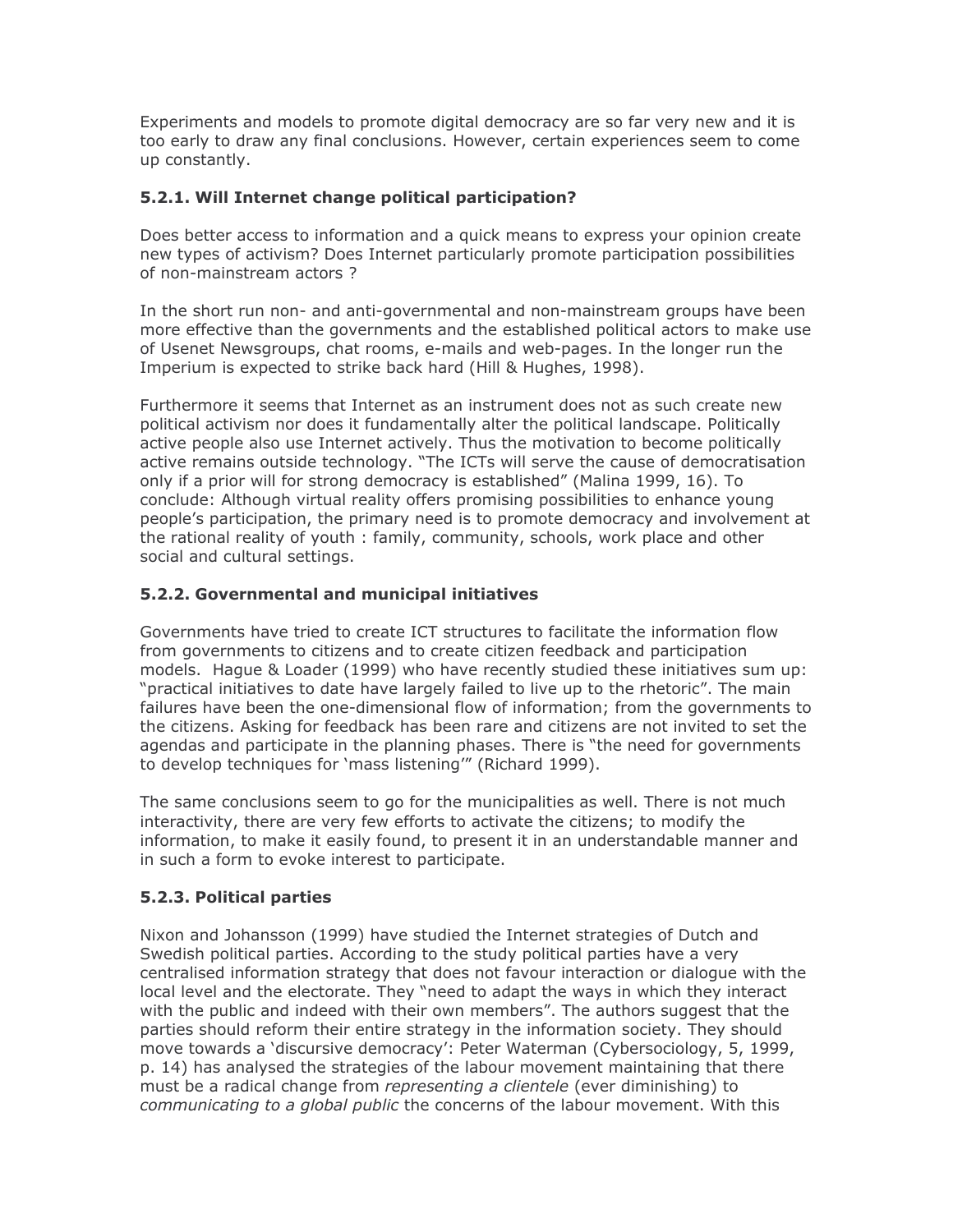Experiments and models to promote digital democracy are so far very new and it is too early to draw any final conclusions. However, certain experiences seem to come up constantly.

### 5.2.1. Will Internet change political participation?

Does better access to information and a quick means to express your opinion create new types of activism? Does Internet particularly promote participation possibilities of non-mainstream actors ?

In the short run non- and anti-governmental and non-mainstream groups have been more effective than the governments and the established political actors to make use of Usenet Newsgroups, chat rooms, e-mails and web-pages. In the longer run the Imperium is expected to strike back hard (Hill & Hughes, 1998).

Furthermore it seems that Internet as an instrument does not as such create new political activism nor does it fundamentally alter the political landscape. Politically active people also use Internet actively. Thus the motivation to become politically active remains outside technology. "The ICTs will serve the cause of democratisation only if a prior will for strong democracy is established" (Malina 1999, 16). To conclude: Although virtual reality offers promising possibilities to enhance young people's participation, the primary need is to promote democracy and involvement at the rational reality of youth : family, community, schools, work place and other social and cultural settings.

### 5.2.2. Governmental and municipal initiatives

Governments have tried to create ICT structures to facilitate the information flow from governments to citizens and to create citizen feedback and participation models. Hague & Loader (1999) who have recently studied these initiatives sum up: "practical initiatives to date have largely failed to live up to the rhetoric". The main failures have been the one-dimensional flow of information; from the governments to the citizens. Asking for feedback has been rare and citizens are not invited to set the agendas and participate in the planning phases. There is "the need for governments to develop techniques for 'mass listening'" (Richard 1999).

The same conclusions seem to go for the municipalities as well. There is not much interactivity, there are very few efforts to activate the citizens; to modify the information, to make it easily found, to present it in an understandable manner and in such a form to evoke interest to participate.

### 5.2.3. Political parties

Nixon and Johansson (1999) have studied the Internet strategies of Dutch and Swedish political parties. According to the study political parties have a very centralised information strategy that does not favour interaction or dialogue with the local level and the electorate. They "need to adapt the ways in which they interact with the public and indeed with their own members". The authors suggest that the parties should reform their entire strategy in the information society. They should move towards a 'discursive democracy': Peter Waterman (Cybersociology, 5, 1999, p. 14) has analysed the strategies of the labour movement maintaining that there must be a radical change from *representing a clientele* (ever diminishing) to *communicating to a global public* the concerns of the labour movement. With this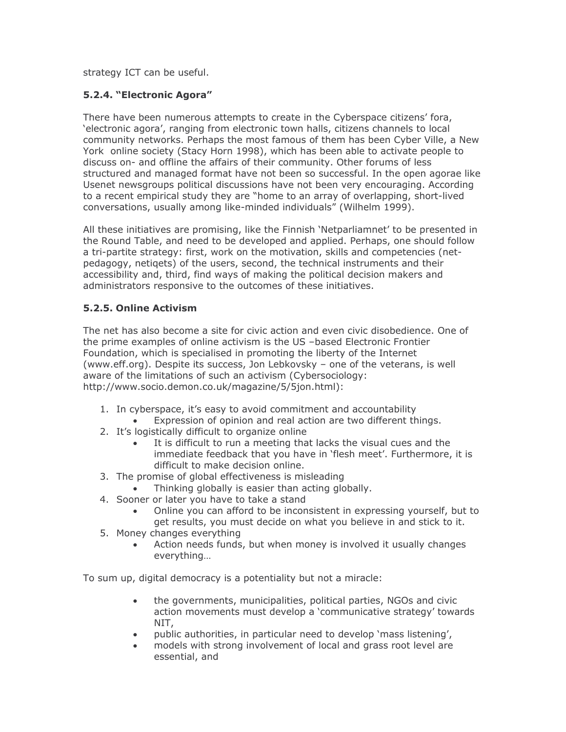strategy ICT can be useful.

### 5.2.4. "Electronic Agora"

There have been numerous attempts to create in the Cyberspace citizens' fora, 'electronic agora', ranging from electronic town halls, citizens channels to local community networks. Perhaps the most famous of them has been Cyber Ville, a New York online society (Stacy Horn 1998), which has been able to activate people to discuss on- and offline the affairs of their community. Other forums of less structured and managed format have not been so successful. In the open agorae like Usenet newsgroups political discussions have not been very encouraging. According to a recent empirical study they are "home to an array of overlapping, short-lived conversations, usually among like-minded individuals" (Wilhelm 1999).

All these initiatives are promising, like the Finnish 'Netparliamnet' to be presented in the Round Table, and need to be developed and applied. Perhaps, one should follow a tri-partite strategy: first, work on the motivation, skills and competencies (net-pedagogy, netiqets) of the users, second, the technical instruments and their accessibility and, third, find ways of making the political decision makers and administrators responsive to the outcomes of these initiatives.

### 5.2.5. Online Activism

The net has also become a site for civic action and even civic disobedience. One of the prime examples of online activism is the US –based Electronic Frontier Foundation, which is specialised in promoting the liberty of the Internet (www.eff.org). Despite its success, Jon Lebkovsky – one of the veterans, is well aware of the limitations of such an activism (Cybersociology: http://www.socio.demon.co.uk/magazine/5/5jon.html):

1. In cyberspace, it's easy to avoid commitment and accountability
   - Expression of opinion and real action are two different things.
2. It's logistically difficult to organize online
   - It is difficult to run a meeting that lacks the visual cues and the immediate feedback that you have in 'flesh meet'. Furthermore, it is difficult to make decision online.
3. The promise of global effectiveness is misleading
   - Thinking globally is easier than acting globally.
4. Sooner or later you have to take a stand
   - Online you can afford to be inconsistent in expressing yourself, but to get results, you must decide on what you believe in and stick to it.
5. Money changes everything
   - Action needs funds, but when money is involved it usually changes everything…

To sum up, digital democracy is a potentiality but not a miracle:

- the governments, municipalities, political parties, NGOs and civic action movements must develop a 'communicative strategy' towards NIT,
- public authorities, in particular need to develop 'mass listening',
- models with strong involvement of local and grass root level are essential, and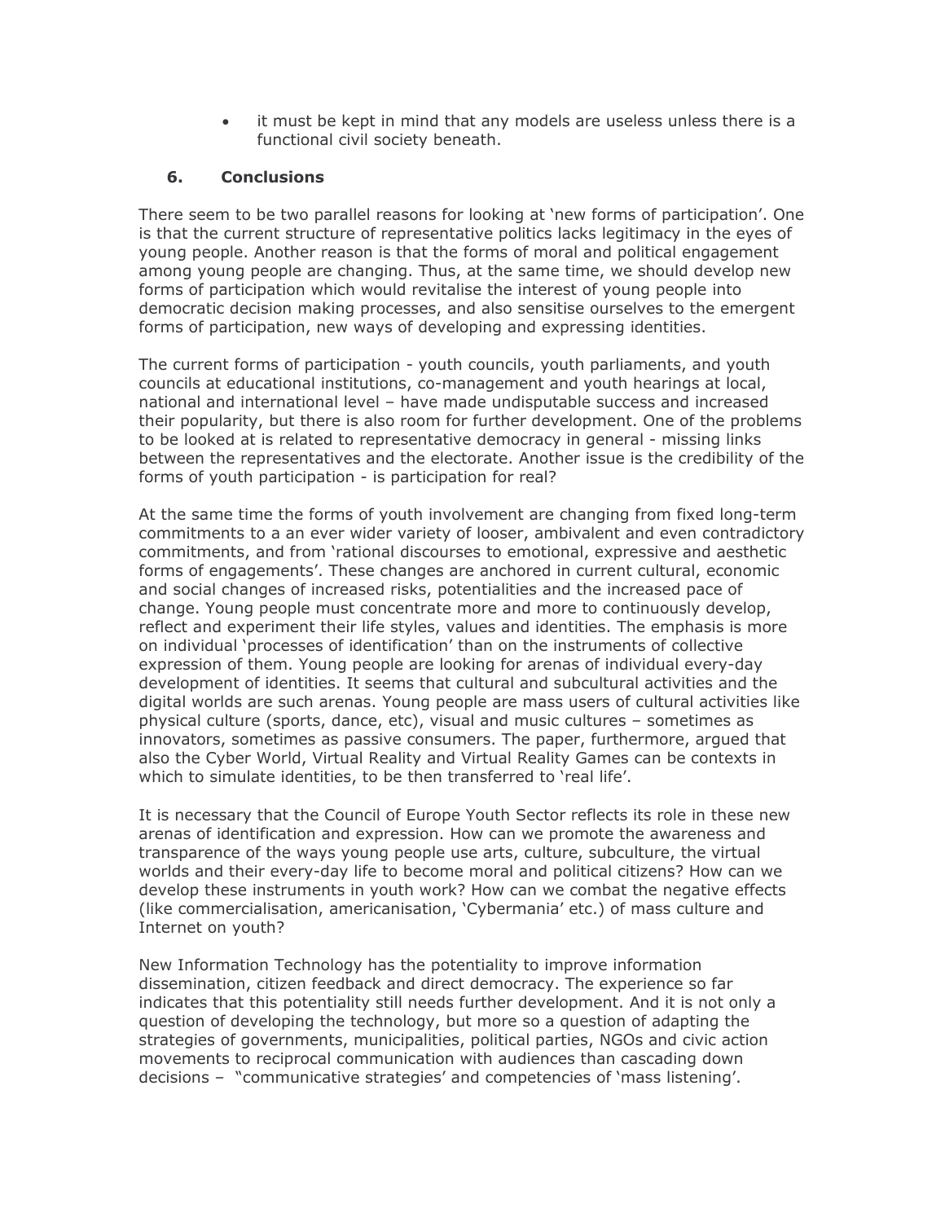- it must be kept in mind that any models are useless unless there is a functional civil society beneath.

## 6. Conclusions

There seem to be two parallel reasons for looking at 'new forms of participation'. One is that the current structure of representative politics lacks legitimacy in the eyes of young people. Another reason is that the forms of moral and political engagement among young people are changing. Thus, at the same time, we should develop new forms of participation which would revitalise the interest of young people into democratic decision making processes, and also sensitise ourselves to the emergent forms of participation, new ways of developing and expressing identities.

The current forms of participation - youth councils, youth parliaments, and youth councils at educational institutions, co-management and youth hearings at local, national and international level – have made undisputable success and increased their popularity, but there is also room for further development. One of the problems to be looked at is related to representative democracy in general - missing links between the representatives and the electorate. Another issue is the credibility of the forms of youth participation - is participation for real?

At the same time the forms of youth involvement are changing from fixed long-term commitments to a an ever wider variety of looser, ambivalent and even contradictory commitments, and from 'rational discourses to emotional, expressive and aesthetic forms of engagements'. These changes are anchored in current cultural, economic and social changes of increased risks, potentialities and the increased pace of change. Young people must concentrate more and more to continuously develop, reflect and experiment their life styles, values and identities. The emphasis is more on individual 'processes of identification' than on the instruments of collective expression of them. Young people are looking for arenas of individual every-day development of identities. It seems that cultural and subcultural activities and the digital worlds are such arenas. Young people are mass users of cultural activities like physical culture (sports, dance, etc), visual and music cultures – sometimes as innovators, sometimes as passive consumers. The paper, furthermore, argued that also the Cyber World, Virtual Reality and Virtual Reality Games can be contexts in which to simulate identities, to be then transferred to 'real life'.

It is necessary that the Council of Europe Youth Sector reflects its role in these new arenas of identification and expression. How can we promote the awareness and transparence of the ways young people use arts, culture, subculture, the virtual worlds and their every-day life to become moral and political citizens? How can we develop these instruments in youth work? How can we combat the negative effects (like commercialisation, americanisation, 'Cybermania' etc.) of mass culture and Internet on youth?

New Information Technology has the potentiality to improve information dissemination, citizen feedback and direct democracy. The experience so far indicates that this potentiality still needs further development. And it is not only a question of developing the technology, but more so a question of adapting the strategies of governments, municipalities, political parties, NGOs and civic action movements to reciprocal communication with audiences than cascading down decisions – "communicative strategies' and competencies of 'mass listening'.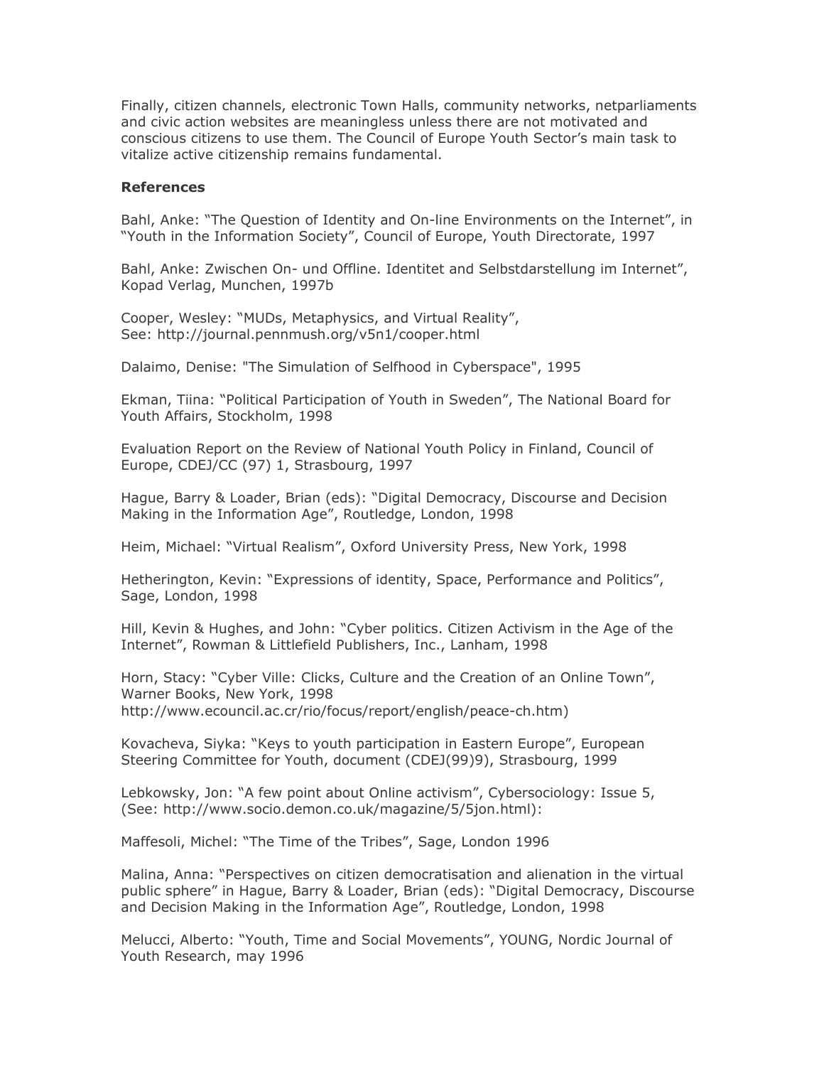Finally, citizen channels, electronic Town Halls, community networks, netparliaments and civic action websites are meaningless unless there are not motivated and conscious citizens to use them. The Council of Europe Youth Sector's main task to vitalize active citizenship remains fundamental.

**References**

Bahl, Anke: "The Question of Identity and On-line Environments on the Internet", in "Youth in the Information Society", Council of Europe, Youth Directorate, 1997

Bahl, Anke: Zwischen On- und Offline. Identitet and Selbstdarstellung im Internet", Kopad Verlag, Munchen, 1997b

Cooper, Wesley: "MUDs, Metaphysics, and Virtual Reality",
See: http://journal.pennmush.org/v5n1/cooper.html

Dalaimo, Denise: "The Simulation of Selfhood in Cyberspace", 1995

Ekman, Tiina: "Political Participation of Youth in Sweden", The National Board for Youth Affairs, Stockholm, 1998

Evaluation Report on the Review of National Youth Policy in Finland, Council of Europe, CDEJ/CC (97) 1, Strasbourg, 1997

Hague, Barry & Loader, Brian (eds): "Digital Democracy, Discourse and Decision Making in the Information Age", Routledge, London, 1998

Heim, Michael: "Virtual Realism", Oxford University Press, New York, 1998

Hetherington, Kevin: "Expressions of identity, Space, Performance and Politics", Sage, London, 1998

Hill, Kevin & Hughes, and John: "Cyber politics. Citizen Activism in the Age of the Internet", Rowman & Littlefield Publishers, Inc., Lanham, 1998

Horn, Stacy: "Cyber Ville: Clicks, Culture and the Creation of an Online Town", Warner Books, New York, 1998
http://www.ecouncil.ac.cr/rio/focus/report/english/peace-ch.htm)

Kovacheva, Siyka: "Keys to youth participation in Eastern Europe", European Steering Committee for Youth, document (CDEJ(99)9), Strasbourg, 1999

Lebkowsky, Jon: "A few point about Online activism", Cybersociology: Issue 5, (See: http://www.socio.demon.co.uk/magazine/5/5jon.html):

Maffesoli, Michel: "The Time of the Tribes", Sage, London 1996

Malina, Anna: "Perspectives on citizen democratisation and alienation in the virtual public sphere" in Hague, Barry & Loader, Brian (eds): "Digital Democracy, Discourse and Decision Making in the Information Age", Routledge, London, 1998

Melucci, Alberto: "Youth, Time and Social Movements", YOUNG, Nordic Journal of Youth Research, may 1996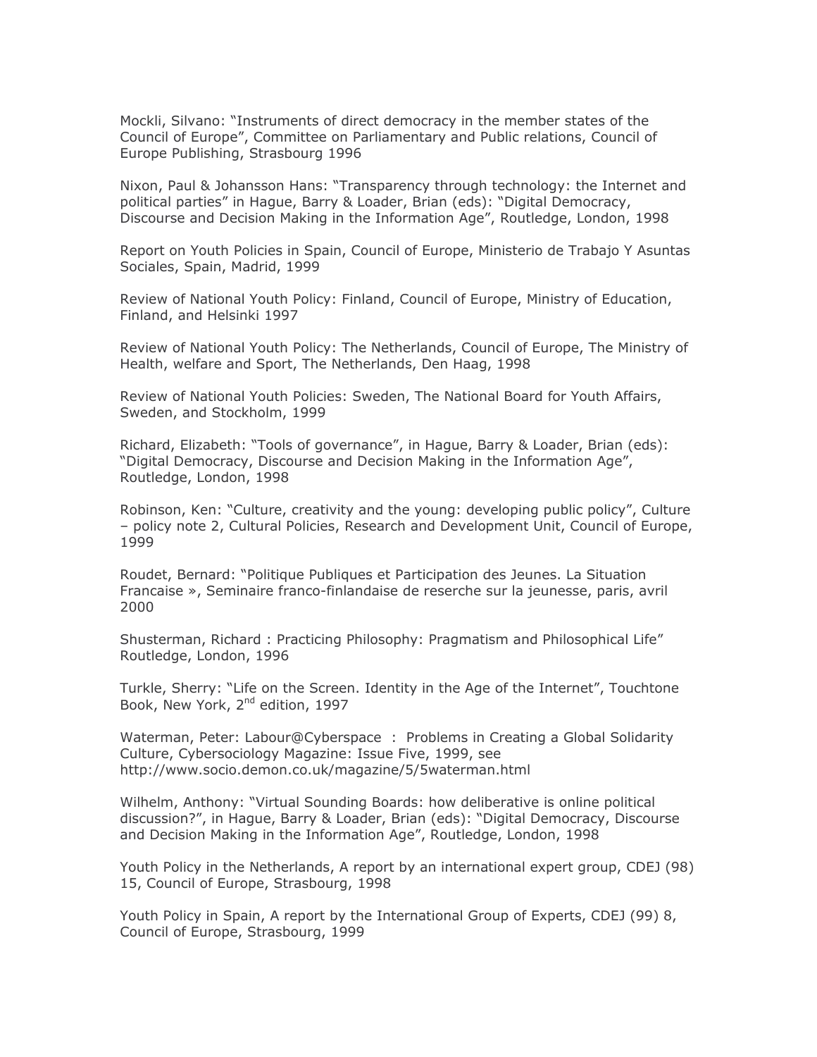Mockli, Silvano: "Instruments of direct democracy in the member states of the Council of Europe", Committee on Parliamentary and Public relations, Council of Europe Publishing, Strasbourg 1996

Nixon, Paul & Johansson Hans: "Transparency through technology: the Internet and political parties" in Hague, Barry & Loader, Brian (eds): "Digital Democracy, Discourse and Decision Making in the Information Age", Routledge, London, 1998

Report on Youth Policies in Spain, Council of Europe, Ministerio de Trabajo Y Asuntas Sociales, Spain, Madrid, 1999

Review of National Youth Policy: Finland, Council of Europe, Ministry of Education, Finland, and Helsinki 1997

Review of National Youth Policy: The Netherlands, Council of Europe, The Ministry of Health, welfare and Sport, The Netherlands, Den Haag, 1998

Review of National Youth Policies: Sweden, The National Board for Youth Affairs, Sweden, and Stockholm, 1999

Richard, Elizabeth: "Tools of governance", in Hague, Barry & Loader, Brian (eds): "Digital Democracy, Discourse and Decision Making in the Information Age", Routledge, London, 1998

Robinson, Ken: "Culture, creativity and the young: developing public policy", Culture – policy note 2, Cultural Policies, Research and Development Unit, Council of Europe, 1999

Roudet, Bernard: "Politique Publiques et Participation des Jeunes. La Situation Francaise », Seminaire franco-finlandaise de reserche sur la jeunesse, paris, avril 2000

Shusterman, Richard : Practicing Philosophy: Pragmatism and Philosophical Life" Routledge, London, 1996

Turkle, Sherry: "Life on the Screen. Identity in the Age of the Internet", Touchtone Book, New York, 2nd edition, 1997

Waterman, Peter: Labour@Cyberspace : Problems in Creating a Global Solidarity Culture, Cybersociology Magazine: Issue Five, 1999, see http://www.socio.demon.co.uk/magazine/5/5waterman.html

Wilhelm, Anthony: "Virtual Sounding Boards: how deliberative is online political discussion?", in Hague, Barry & Loader, Brian (eds): "Digital Democracy, Discourse and Decision Making in the Information Age", Routledge, London, 1998

Youth Policy in the Netherlands, A report by an international expert group, CDEJ (98) 15, Council of Europe, Strasbourg, 1998

Youth Policy in Spain, A report by the International Group of Experts, CDEJ (99) 8, Council of Europe, Strasbourg, 1999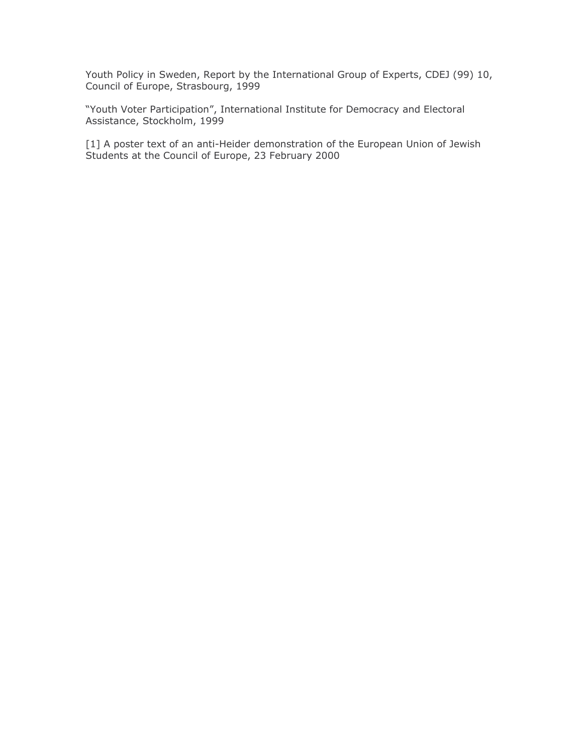Youth Policy in Sweden, Report by the International Group of Experts, CDEJ (99) 10, Council of Europe, Strasbourg, 1999

"Youth Voter Participation", International Institute for Democracy and Electoral Assistance, Stockholm, 1999

[1] A poster text of an anti-Heider demonstration of the European Union of Jewish Students at the Council of Europe, 23 February 2000